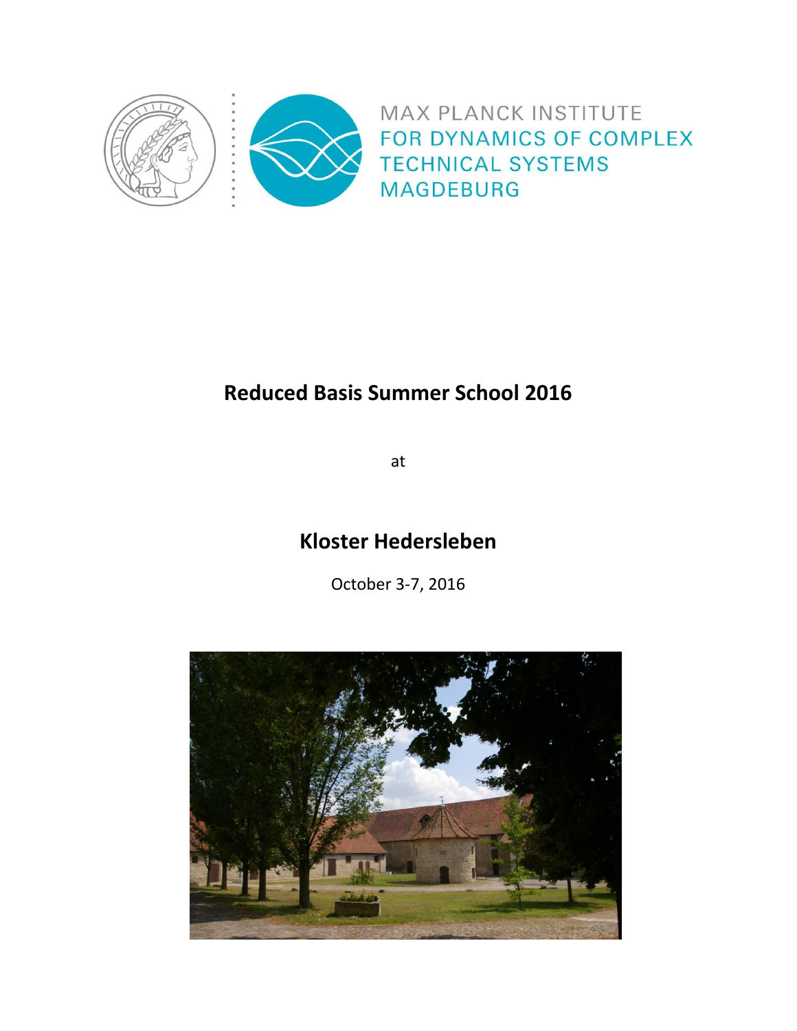MAX PLANCK INSTITUTE
FOR DYNAMICS OF COMPLEX
TECHNICAL SYSTEMS
MAGDEBURG

# Reduced Basis Summer School 2016

at

# Kloster Hedersleben

October 3-7, 2016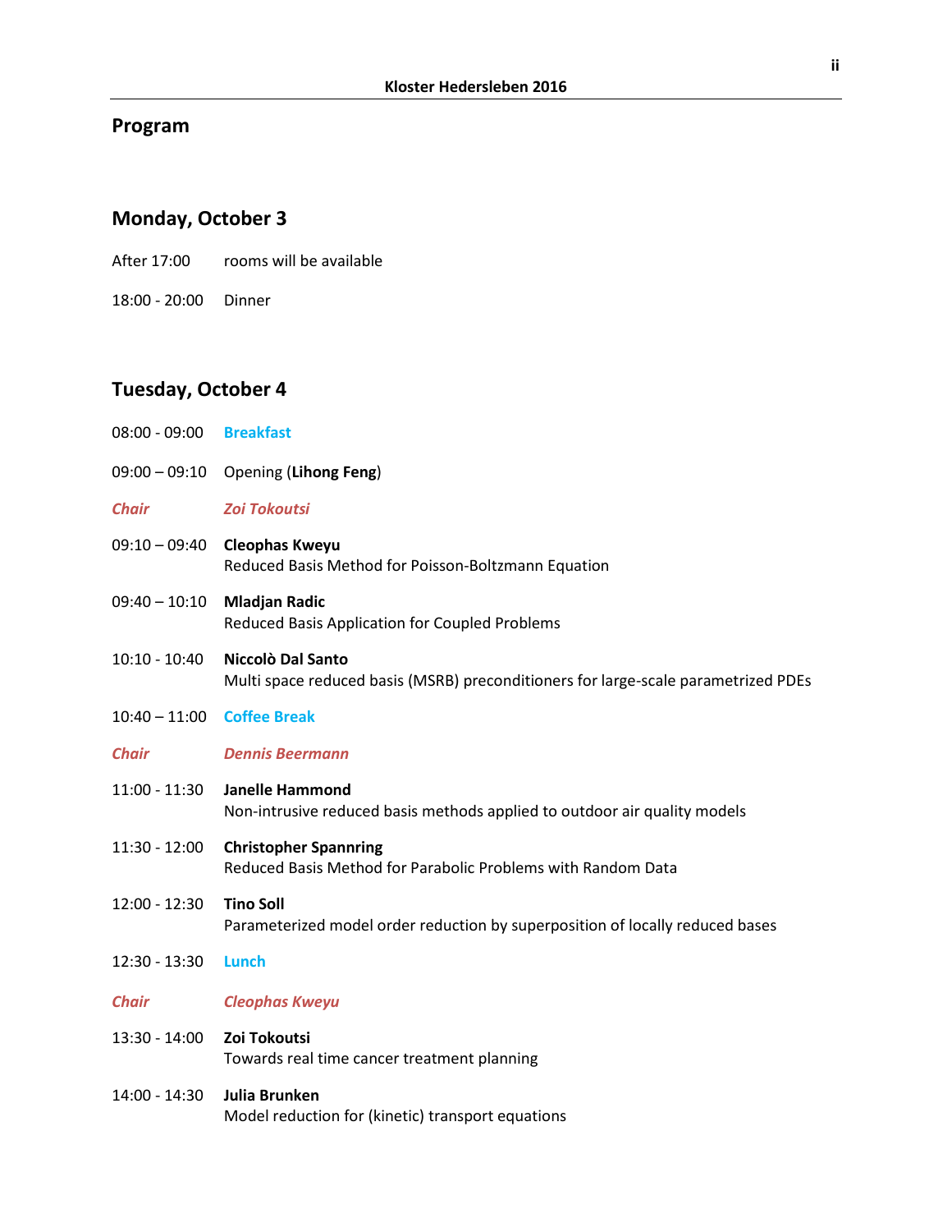## Program

### Monday, October 3

After 17:00 rooms will be available

18:00 - 20:00 Dinner

### Tuesday, October 4

08:00 - 09:00 **Breakfast**

09:00 – 09:10 Opening (**Lihong Feng**)

***Chair*** ***Zoi Tokoutsi***

09:10 – 09:40 **Cleophas Kweyu**
Reduced Basis Method for Poisson-Boltzmann Equation

09:40 – 10:10 **Mladjan Radic**
Reduced Basis Application for Coupled Problems

10:10 - 10:40 **Niccolò Dal Santo**
Multi space reduced basis (MSRB) preconditioners for large-scale parametrized PDEs

10:40 – 11:00 **Coffee Break**

***Chair*** ***Dennis Beermann***

11:00 - 11:30 **Janelle Hammond**
Non-intrusive reduced basis methods applied to outdoor air quality models

11:30 - 12:00 **Christopher Spannring**
Reduced Basis Method for Parabolic Problems with Random Data

12:00 - 12:30 **Tino Soll**
Parameterized model order reduction by superposition of locally reduced bases

12:30 - 13:30 **Lunch**

***Chair*** ***Cleophas Kweyu***

13:30 - 14:00 **Zoi Tokoutsi**
Towards real time cancer treatment planning

14:00 - 14:30 **Julia Brunken**
Model reduction for (kinetic) transport equations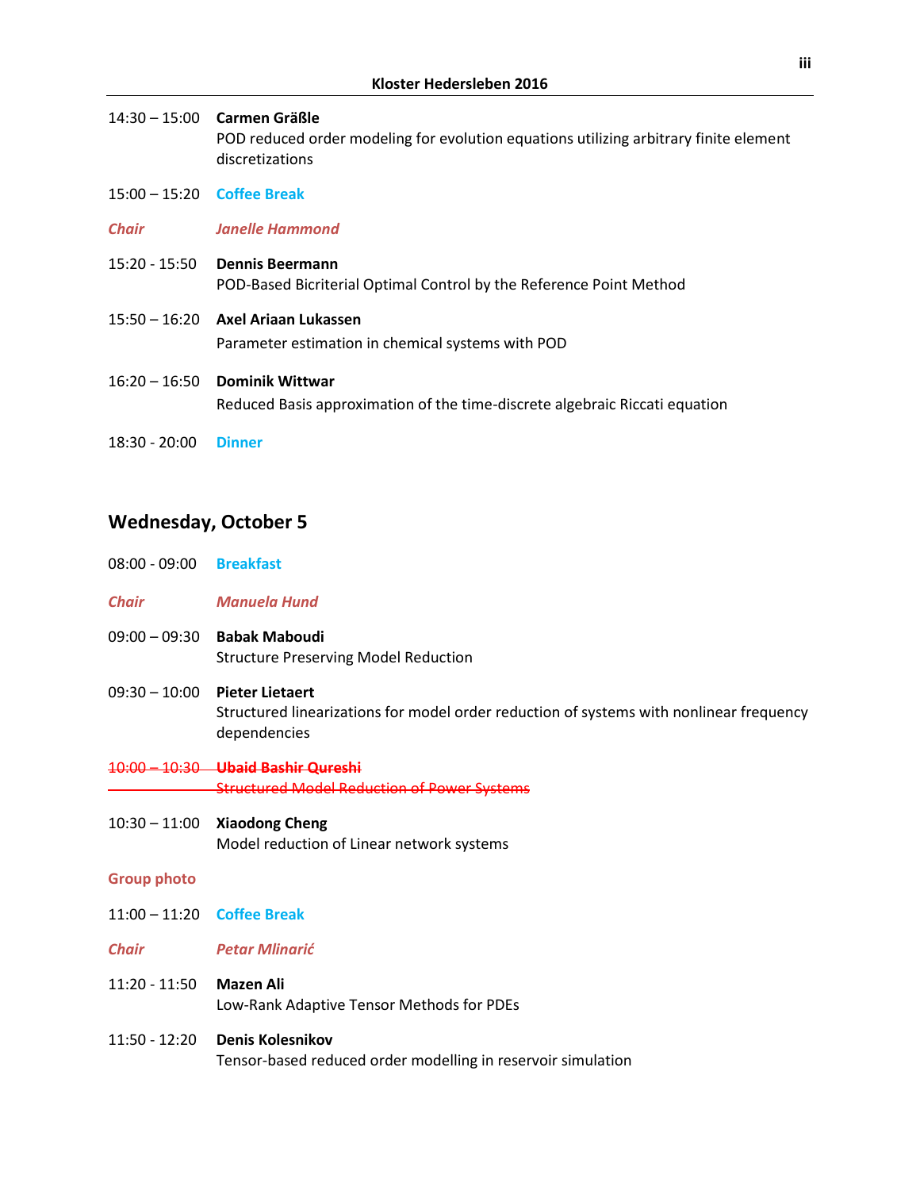14:30 – 15:00 **Carmen Gräßle**
POD reduced order modeling for evolution equations utilizing arbitrary finite element discretizations

15:00 – 15:20 **Coffee Break**

***Chair*** ***Janelle Hammond***

15:20 - 15:50 **Dennis Beermann**
POD-Based Bicriterial Optimal Control by the Reference Point Method

15:50 – 16:20 **Axel Ariaan Lukassen**
Parameter estimation in chemical systems with POD

16:20 – 16:50 **Dominik Wittwar**
Reduced Basis approximation of the time-discrete algebraic Riccati equation

18:30 - 20:00 **Dinner**

## Wednesday, October 5

08:00 - 09:00 **Breakfast**

***Chair*** ***Manuela Hund***

09:00 – 09:30 **Babak Maboudi**
Structure Preserving Model Reduction

09:30 – 10:00 **Pieter Lietaert**
Structured linearizations for model order reduction of systems with nonlinear frequency dependencies

~~10:00 – 10:30 **Ubaid Bashir Qureshi**~~
~~Structured Model Reduction of Power Systems~~

10:30 – 11:00 **Xiaodong Cheng**
Model reduction of Linear network systems

**Group photo**

11:00 – 11:20 **Coffee Break**

***Chair*** ***Petar Mlinarić***

11:20 - 11:50 **Mazen Ali**
Low-Rank Adaptive Tensor Methods for PDEs

11:50 - 12:20 **Denis Kolesnikov**
Tensor-based reduced order modelling in reservoir simulation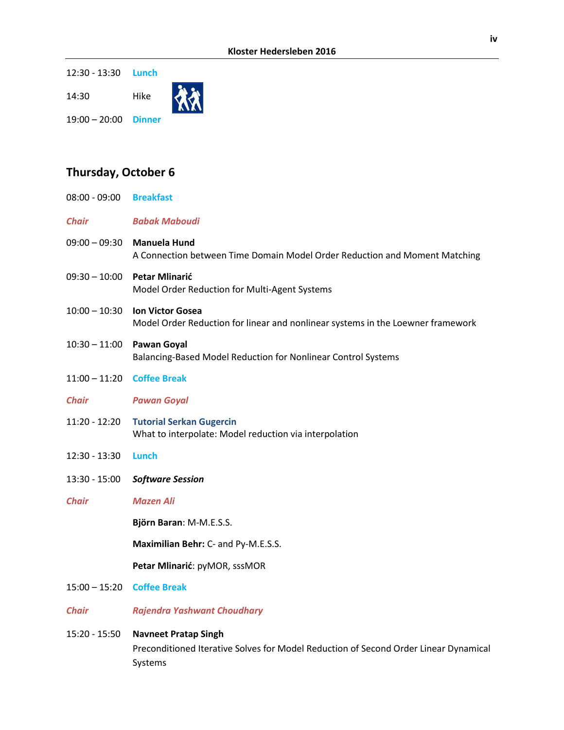12:30 - 13:30 **Lunch**

14:30 Hike

19:00 – 20:00 **Dinner**

## Thursday, October 6

08:00 - 09:00 **Breakfast**

***Chair*** ***Babak Maboudi***

09:00 – 09:30 **Manuela Hund**
A Connection between Time Domain Model Order Reduction and Moment Matching

09:30 – 10:00 **Petar Mlinarić**
Model Order Reduction for Multi-Agent Systems

10:00 – 10:30 **Ion Victor Gosea**
Model Order Reduction for linear and nonlinear systems in the Loewner framework

10:30 – 11:00 **Pawan Goyal**
Balancing-Based Model Reduction for Nonlinear Control Systems

11:00 – 11:20 **Coffee Break**

***Chair*** ***Pawan Goyal***

11:20 - 12:20 **Tutorial Serkan Gugercin**
What to interpolate: Model reduction via interpolation

12:30 - 13:30 **Lunch**

13:30 - 15:00 ***Software Session***

***Chair*** ***Mazen Ali***

**Björn Baran**: M-M.E.S.S.

**Maximilian Behr:** C- and Py-M.E.S.S.

**Petar Mlinarić**: pyMOR, sssMOR

15:00 – 15:20 **Coffee Break**

***Chair*** ***Rajendra Yashwant Choudhary***

15:20 - 15:50 **Navneet Pratap Singh**
Preconditioned Iterative Solves for Model Reduction of Second Order Linear Dynamical Systems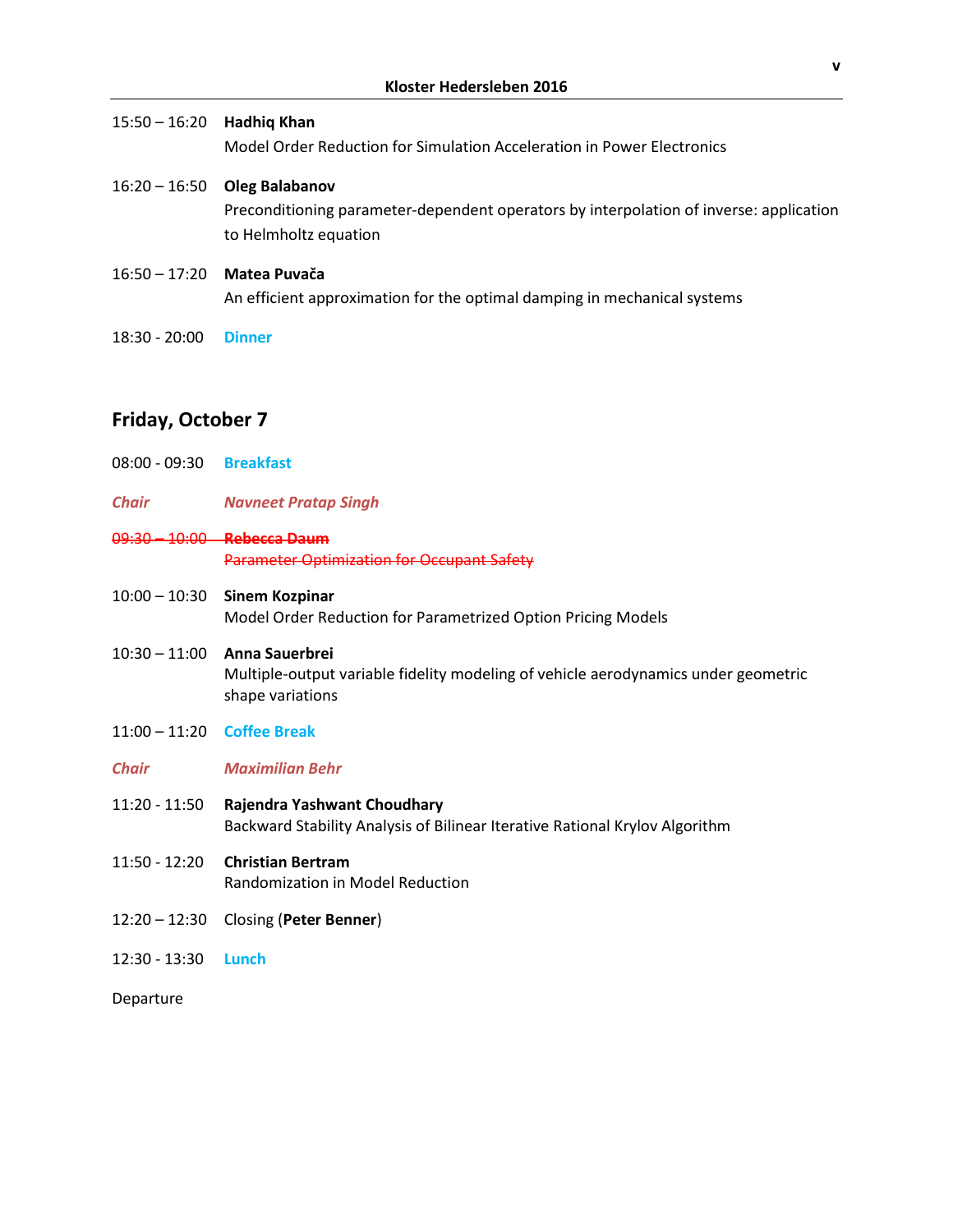15:50 – 16:20 **Hadhiq Khan**
Model Order Reduction for Simulation Acceleration in Power Electronics

16:20 – 16:50 **Oleg Balabanov**
Preconditioning parameter-dependent operators by interpolation of inverse: application to Helmholtz equation

16:50 – 17:20 **Matea Puvača**
An efficient approximation for the optimal damping in mechanical systems

18:30 - 20:00 **Dinner**

## Friday, October 7

08:00 - 09:30 **Breakfast**

***Chair*** ***Navneet Pratap Singh***

~~09:30 – 10:00 **Rebecca Daum**~~
~~Parameter Optimization for Occupant Safety~~

10:00 – 10:30 **Sinem Kozpinar**
Model Order Reduction for Parametrized Option Pricing Models

10:30 – 11:00 **Anna Sauerbrei**
Multiple-output variable fidelity modeling of vehicle aerodynamics under geometric shape variations

11:00 – 11:20 **Coffee Break**

***Chair*** ***Maximilian Behr***

11:20 - 11:50 **Rajendra Yashwant Choudhary**
Backward Stability Analysis of Bilinear Iterative Rational Krylov Algorithm

11:50 - 12:20 **Christian Bertram**
Randomization in Model Reduction

12:20 – 12:30 Closing (**Peter Benner**)

12:30 - 13:30 **Lunch**

Departure